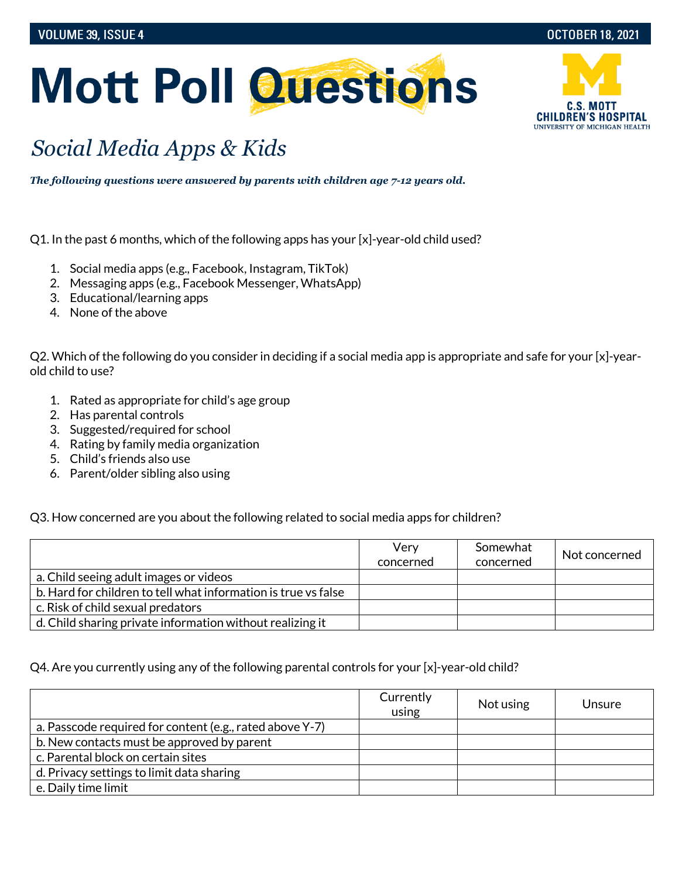# Mott Poll Questions

## *Social Media Apps & Kids*

***The following questions were answered by parents with children age 7-12 years old.***

Q1. In the past 6 months, which of the following apps has your [x]-year-old child used?

1. Social media apps (e.g., Facebook, Instagram, TikTok)
2. Messaging apps (e.g., Facebook Messenger, WhatsApp)
3. Educational/learning apps
4. None of the above

Q2. Which of the following do you consider in deciding if a social media app is appropriate and safe for your [x]-year-old child to use?

1. Rated as appropriate for child's age group
2. Has parental controls
3. Suggested/required for school
4. Rating by family media organization
5. Child's friends also use
6. Parent/older sibling also using

Q3. How concerned are you about the following related to social media apps for children?

| | Very concerned | Somewhat concerned | Not concerned |
|---|---|---|---|
| a. Child seeing adult images or videos | | | |
| b. Hard for children to tell what information is true vs false | | | |
| c. Risk of child sexual predators | | | |
| d. Child sharing private information without realizing it | | | |

Q4. Are you currently using any of the following parental controls for your [x]-year-old child?

| | Currently using | Not using | Unsure |
|---|---|---|---|
| a. Passcode required for content (e.g., rated above Y-7) | | | |
| b. New contacts must be approved by parent | | | |
| c. Parental block on certain sites | | | |
| d. Privacy settings to limit data sharing | | | |
| e. Daily time limit | | | |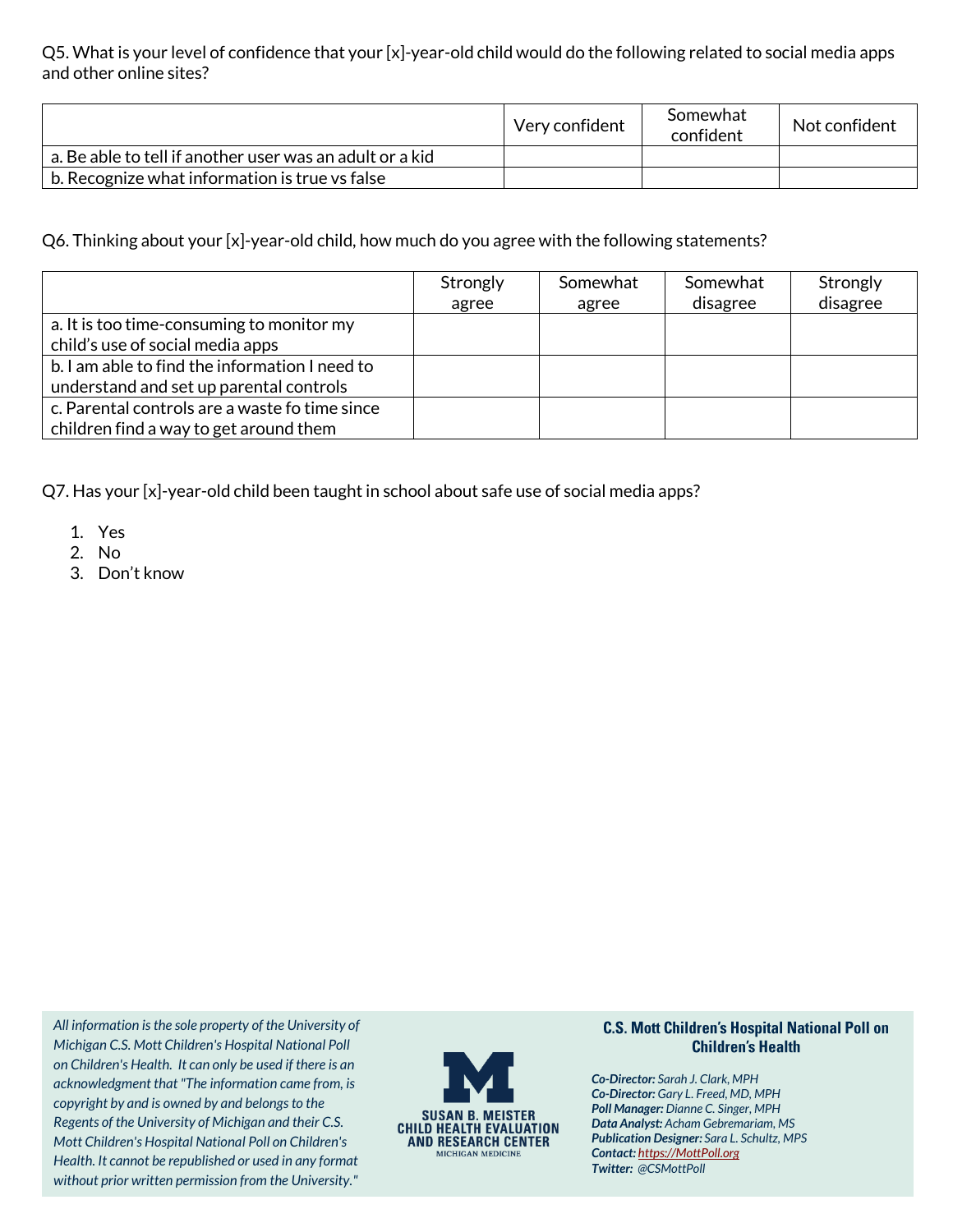Q5. What is your level of confidence that your [x]-year-old child would do the following related to social media apps and other online sites?

| | Very confident | Somewhat confident | Not confident |
|---|---|---|---|
| a. Be able to tell if another user was an adult or a kid | | | |
| b. Recognize what information is true vs false | | | |

Q6. Thinking about your [x]-year-old child, how much do you agree with the following statements?

| | Strongly agree | Somewhat agree | Somewhat disagree | Strongly disagree |
|---|---|---|---|---|
| a. It is too time-consuming to monitor my child's use of social media apps | | | | |
| b. I am able to find the information I need to understand and set up parental controls | | | | |
| c. Parental controls are a waste fo time since children find a way to get around them | | | | |

Q7. Has your [x]-year-old child been taught in school about safe use of social media apps?

1. Yes
2. No
3. Don't know

*All information is the sole property of the University of Michigan C.S. Mott Children's Hospital National Poll on Children's Health. It can only be used if there is an acknowledgment that "The information came from, is copyright by and is owned by and belongs to the Regents of the University of Michigan and their C.S. Mott Children's Hospital National Poll on Children's Health. It cannot be republished or used in any format without prior written permission from the University."*

SUSAN B. MEISTER CHILD HEALTH EVALUATION AND RESEARCH CENTER
MICHIGAN MEDICINE

**C.S. Mott Children's Hospital National Poll on Children's Health**

***Co-Director:*** *Sarah J. Clark, MPH*
***Co-Director:*** *Gary L. Freed, MD, MPH*
***Poll Manager:*** *Dianne C. Singer, MPH*
***Data Analyst:*** *Acham Gebremariam, MS*
***Publication Designer:*** *Sara L. Schultz, MPS*
***Contact:*** *https://MottPoll.org*
***Twitter:*** *@CSMottPoll*